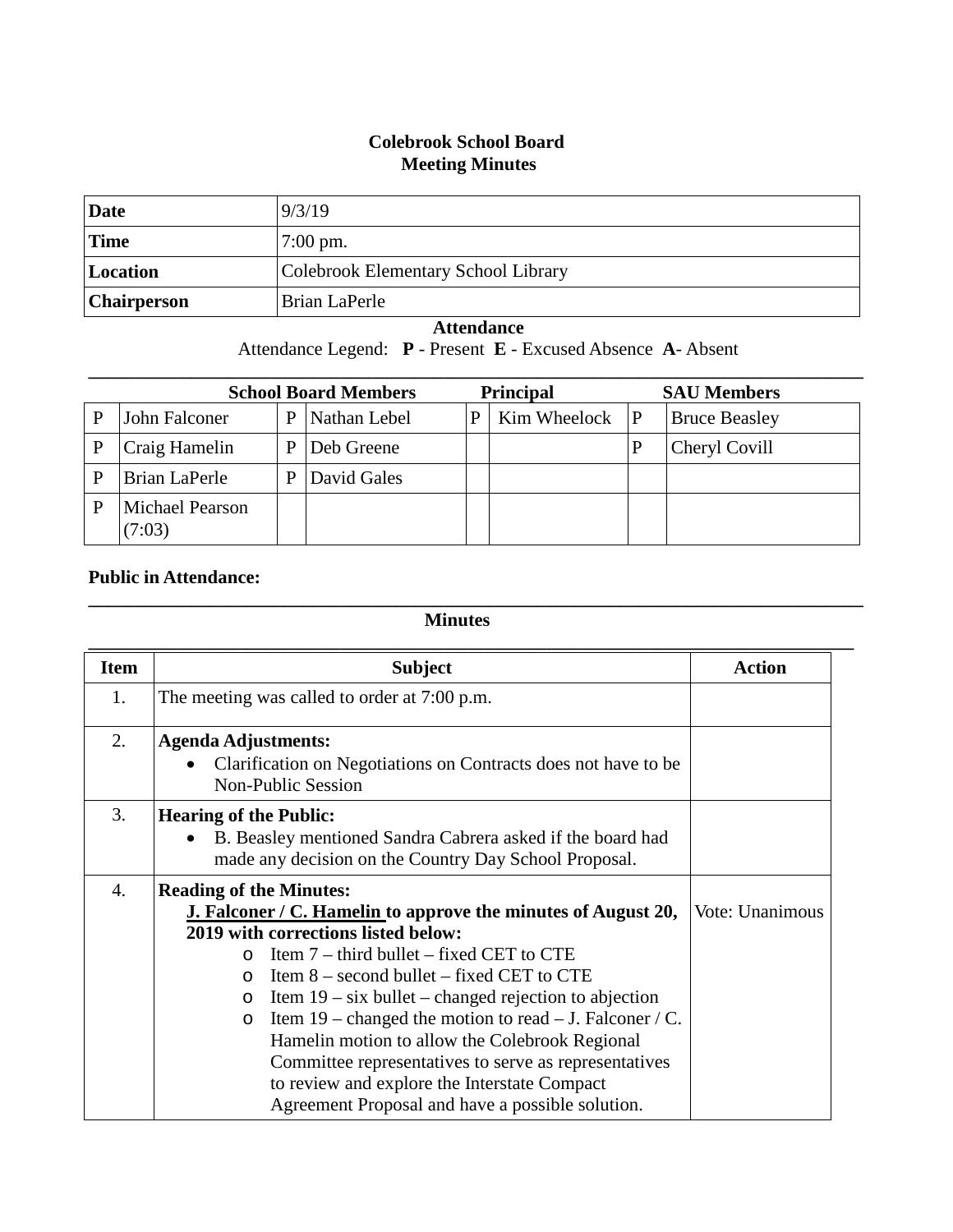# Colebrook School Board
## Meeting Minutes

| | |
|---|---|
| **Date** | 9/3/19 |
| **Time** | 7:00 pm. |
| **Location** | Colebrook Elementary School Library |
| **Chairperson** | Brian LaPerle |

**Attendance**

Attendance Legend: **P** - Present **E** - Excused Absence **A**- Absent

| | **School Board Members** | | | | **Principal** | | **SAU Members** |
|---|---|---|---|---|---|---|---|
| P | John Falconer | P | Nathan Lebel | P | Kim Wheelock | P | Bruce Beasley |
| P | Craig Hamelin | P | Deb Greene | | | P | Cheryl Covill |
| P | Brian LaPerle | P | David Gales | | | | |
| P | Michael Pearson (7:03) | | | | | | |

**Public in Attendance:**

**Minutes**

| Item | Subject | Action |
|---|---|---|
| 1. | The meeting was called to order at 7:00 p.m. | |
| 2. | **Agenda Adjustments:**<br>• Clarification on Negotiations on Contracts does not have to be Non-Public Session | |
| 3. | **Hearing of the Public:**<br>• B. Beasley mentioned Sandra Cabrera asked if the board had made any decision on the Country Day School Proposal. | |
| 4. | **Reading of the Minutes:**<br>**J. Falconer / C. Hamelin to approve the minutes of August 20, 2019 with corrections listed below:**<br>○ Item 7 – third bullet – fixed CET to CTE<br>○ Item 8 – second bullet – fixed CET to CTE<br>○ Item 19 – six bullet – changed rejection to abjection<br>○ Item 19 – changed the motion to read – J. Falconer / C. Hamelin motion to allow the Colebrook Regional Committee representatives to serve as representatives to review and explore the Interstate Compact Agreement Proposal and have a possible solution. | Vote: Unanimous |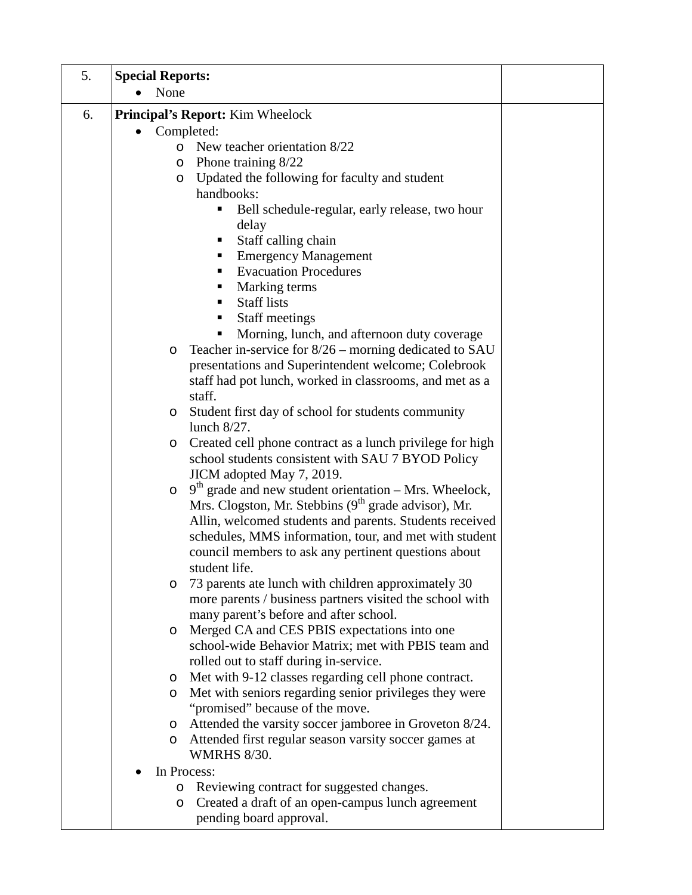| 5. | **Special Reports:**<br>• None | |
|---|---|---|
| 6. | **Principal's Report:** Kim Wheelock<br>• Completed:<br>  o New teacher orientation 8/22<br>  o Phone training 8/22<br>  o Updated the following for faculty and student handbooks:<br>    ▪ Bell schedule-regular, early release, two hour delay<br>    ▪ Staff calling chain<br>    ▪ Emergency Management<br>    ▪ Evacuation Procedures<br>    ▪ Marking terms<br>    ▪ Staff lists<br>    ▪ Staff meetings<br>    ▪ Morning, lunch, and afternoon duty coverage<br>  o Teacher in-service for 8/26 – morning dedicated to SAU presentations and Superintendent welcome; Colebrook staff had pot lunch, worked in classrooms, and met as a staff.<br>  o Student first day of school for students community lunch 8/27.<br>  o Created cell phone contract as a lunch privilege for high school students consistent with SAU 7 BYOD Policy JICM adopted May 7, 2019.<br>  o 9th grade and new student orientation – Mrs. Wheelock, Mrs. Clogston, Mr. Stebbins (9th grade advisor), Mr. Allin, welcomed students and parents. Students received schedules, MMS information, tour, and met with student council members to ask any pertinent questions about student life.<br>  o 73 parents ate lunch with children approximately 30 more parents / business partners visited the school with many parent's before and after school.<br>  o Merged CA and CES PBIS expectations into one school-wide Behavior Matrix; met with PBIS team and rolled out to staff during in-service.<br>  o Met with 9-12 classes regarding cell phone contract.<br>  o Met with seniors regarding senior privileges they were "promised" because of the move.<br>  o Attended the varsity soccer jamboree in Groveton 8/24.<br>  o Attended first regular season varsity soccer games at WMRHS 8/30.<br>• In Process:<br>  o Reviewing contract for suggested changes.<br>  o Created a draft of an open-campus lunch agreement pending board approval. | |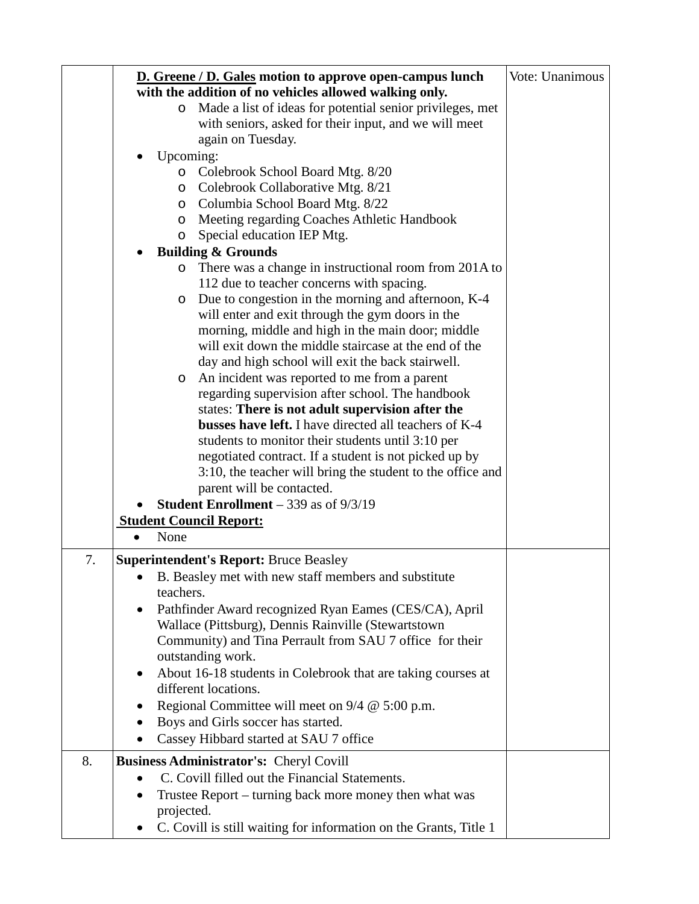| | | |
|---|---|---|
| | **<u>D. Greene / D. Gales</u> motion to approve open-campus lunch with the addition of no vehicles allowed walking only.**<br>  o Made a list of ideas for potential senior privileges, met with seniors, asked for their input, and we will meet again on Tuesday.<br>• Upcoming:<br>  o Colebrook School Board Mtg. 8/20<br>  o Colebrook Collaborative Mtg. 8/21<br>  o Columbia School Board Mtg. 8/22<br>  o Meeting regarding Coaches Athletic Handbook<br>  o Special education IEP Mtg.<br>• **Building & Grounds**<br>  o There was a change in instructional room from 201A to 112 due to teacher concerns with spacing.<br>  o Due to congestion in the morning and afternoon, K-4 will enter and exit through the gym doors in the morning, middle and high in the main door; middle will exit down the middle staircase at the end of the day and high school will exit the back stairwell.<br>  o An incident was reported to me from a parent regarding supervision after school. The handbook states: **There is not adult supervision after the busses have left.** I have directed all teachers of K-4 students to monitor their students until 3:10 per negotiated contract. If a student is not picked up by 3:10, the teacher will bring the student to the office and parent will be contacted.<br>• **Student Enrollment** – 339 as of 9/3/19<br>**<u>Student Council Report:</u>**<br>• None | Vote: Unanimous |
| 7. | **Superintendent's Report:** Bruce Beasley<br>• B. Beasley met with new staff members and substitute teachers.<br>• Pathfinder Award recognized Ryan Eames (CES/CA), April Wallace (Pittsburg), Dennis Rainville (Stewartstown Community) and Tina Perrault from SAU 7 office for their outstanding work.<br>• About 16-18 students in Colebrook that are taking courses at different locations.<br>• Regional Committee will meet on 9/4 @ 5:00 p.m.<br>• Boys and Girls soccer has started.<br>• Cassey Hibbard started at SAU 7 office | |
| 8. | **Business Administrator's:** Cheryl Covill<br>• C. Covill filled out the Financial Statements.<br>• Trustee Report – turning back more money then what was projected.<br>• C. Covill is still waiting for information on the Grants, Title 1 | |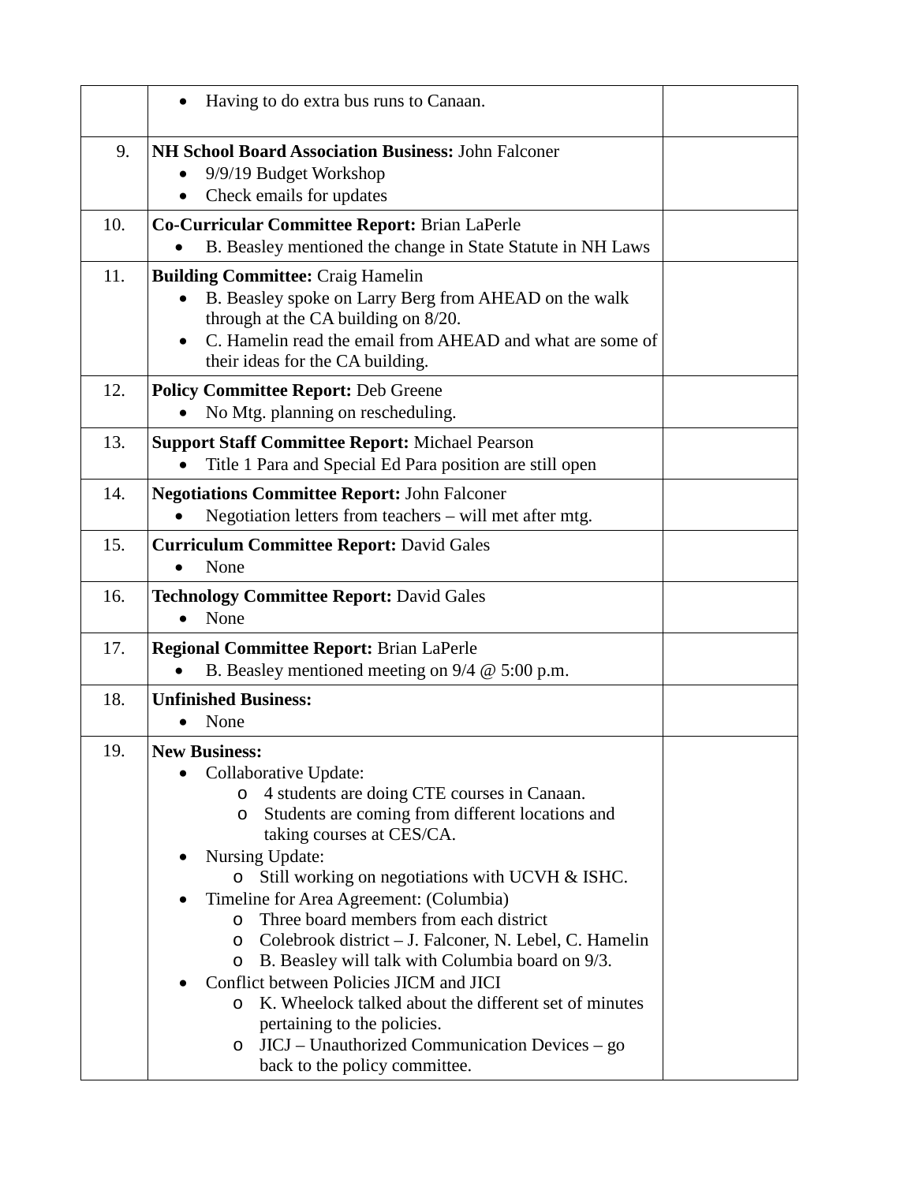| | | |
|---|---|---|
| | • Having to do extra bus runs to Canaan. | |
| 9. | **NH School Board Association Business:** John Falconer<br>• 9/9/19 Budget Workshop<br>• Check emails for updates | |
| 10. | **Co-Curricular Committee Report:** Brian LaPerle<br>• B. Beasley mentioned the change in State Statute in NH Laws | |
| 11. | **Building Committee:** Craig Hamelin<br>• B. Beasley spoke on Larry Berg from AHEAD on the walk through at the CA building on 8/20.<br>• C. Hamelin read the email from AHEAD and what are some of their ideas for the CA building. | |
| 12. | **Policy Committee Report:** Deb Greene<br>• No Mtg. planning on rescheduling. | |
| 13. | **Support Staff Committee Report:** Michael Pearson<br>• Title 1 Para and Special Ed Para position are still open | |
| 14. | **Negotiations Committee Report:** John Falconer<br>• Negotiation letters from teachers – will met after mtg. | |
| 15. | **Curriculum Committee Report:** David Gales<br>• None | |
| 16. | **Technology Committee Report:** David Gales<br>• None | |
| 17. | **Regional Committee Report:** Brian LaPerle<br>• B. Beasley mentioned meeting on 9/4 @ 5:00 p.m. | |
| 18. | **Unfinished Business:**<br>• None | |
| 19. | **New Business:**<br>• Collaborative Update:<br>&nbsp;&nbsp;&nbsp;&nbsp;o 4 students are doing CTE courses in Canaan.<br>&nbsp;&nbsp;&nbsp;&nbsp;o Students are coming from different locations and taking courses at CES/CA.<br>• Nursing Update:<br>&nbsp;&nbsp;&nbsp;&nbsp;o Still working on negotiations with UCVH & ISHC.<br>• Timeline for Area Agreement: (Columbia)<br>&nbsp;&nbsp;&nbsp;&nbsp;o Three board members from each district<br>&nbsp;&nbsp;&nbsp;&nbsp;o Colebrook district – J. Falconer, N. Lebel, C. Hamelin<br>&nbsp;&nbsp;&nbsp;&nbsp;o B. Beasley will talk with Columbia board on 9/3.<br>• Conflict between Policies JICM and JICI<br>&nbsp;&nbsp;&nbsp;&nbsp;o K. Wheelock talked about the different set of minutes pertaining to the policies.<br>&nbsp;&nbsp;&nbsp;&nbsp;o JICJ – Unauthorized Communication Devices – go back to the policy committee. | |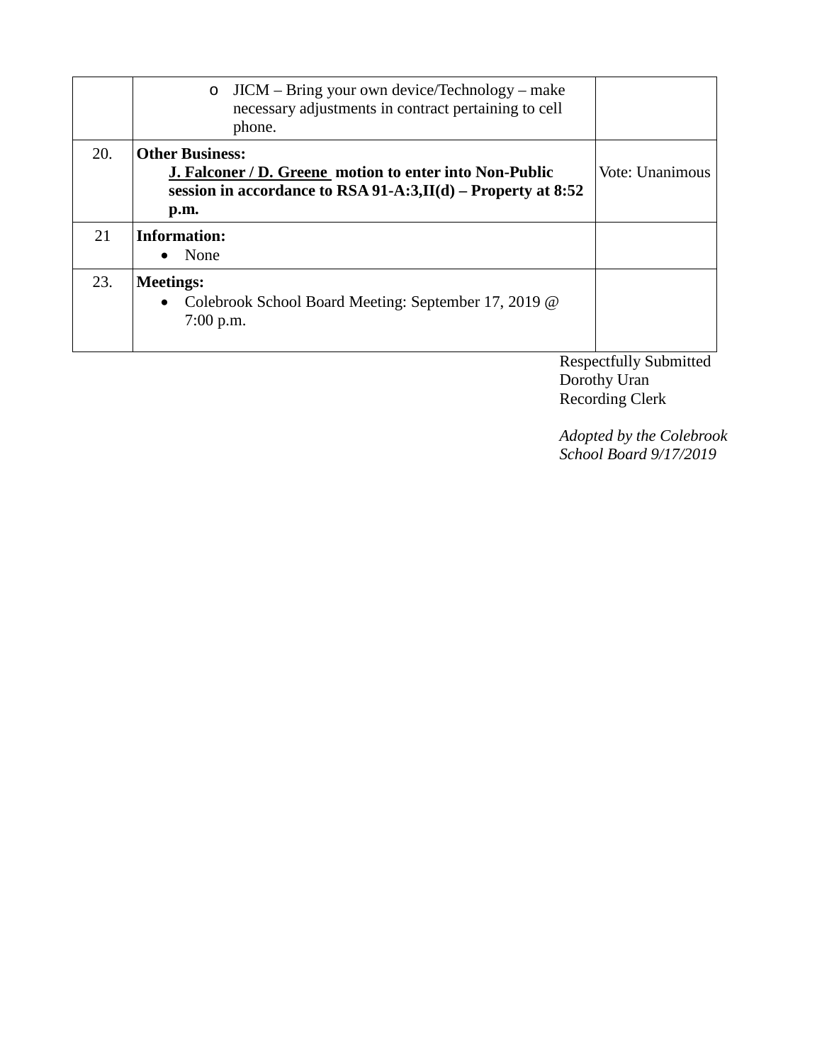| | | |
|---|---|---|
| | ◦ JICM – Bring your own device/Technology – make necessary adjustments in contract pertaining to cell phone. | |
| 20. | **Other Business:**<br>**<u>J. Falconer / D. Greene</u> motion to enter into Non-Public session in accordance to RSA 91-A:3,II(d) – Property at 8:52 p.m.** | Vote: Unanimous |
| 21 | **Information:**<br>• None | |
| 23. | **Meetings:**<br>• Colebrook School Board Meeting: September 17, 2019 @ 7:00 p.m. | |

Respectfully Submitted
Dorothy Uran
Recording Clerk

*Adopted by the Colebrook School Board 9/17/2019*